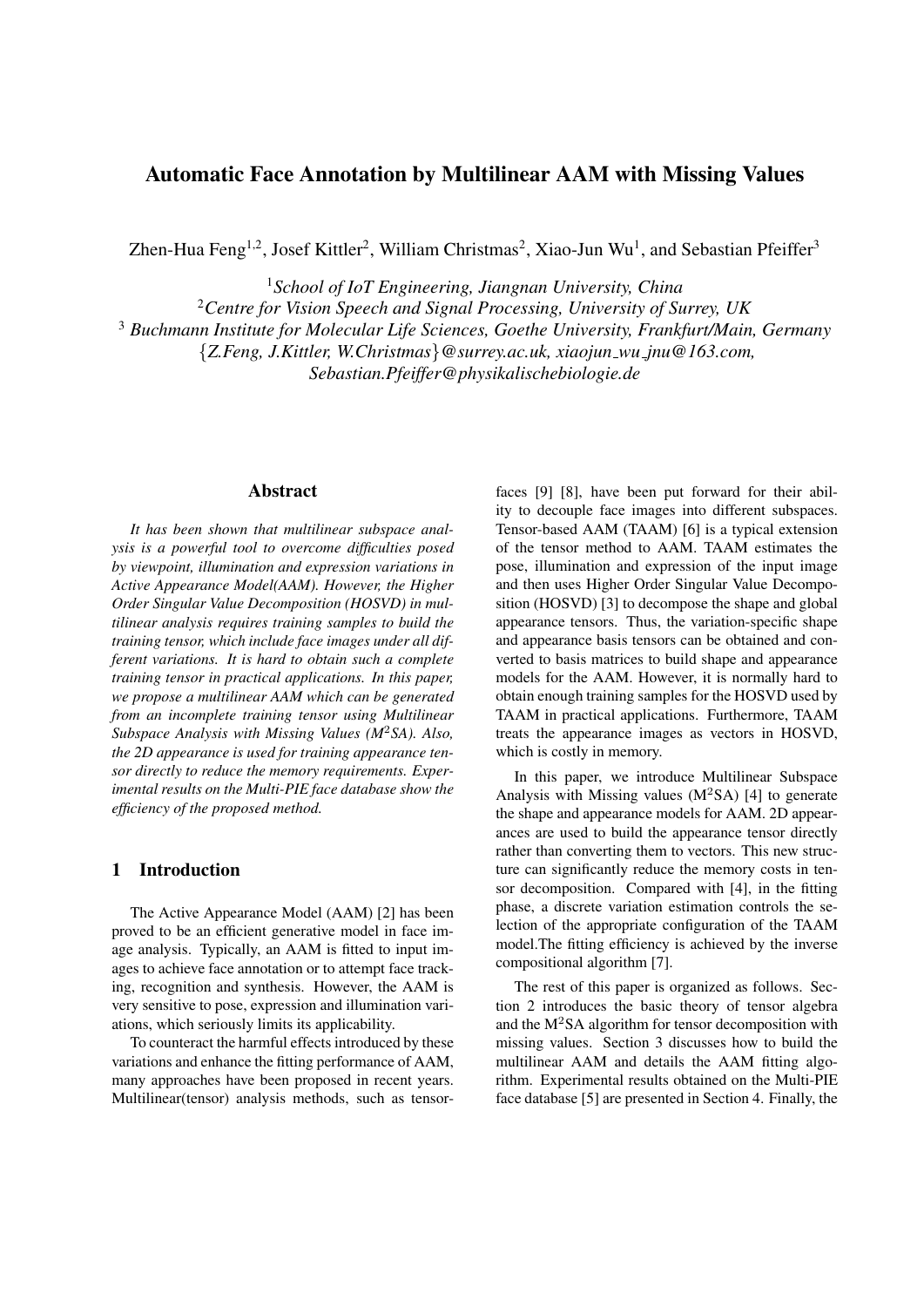# Automatic Face Annotation by Multilinear AAM with Missing Values

Zhen-Hua Feng[1,2], Josef Kittler[2], William Christmas[2], Xiao-Jun Wu[1], and Sebastian Pfeiffer[3]

[1] *School of IoT Engineering, Jiangnan University, China*
[2] *Centre for Vision Speech and Signal Processing, University of Surrey, UK*
[3] *Buchmann Institute for Molecular Life Sciences, Goethe University, Frankfurt/Main, Germany*
*{Z.Feng, J.Kittler, W.Christmas}@surrey.ac.uk, xiaojun_wu_jnu@163.com, Sebastian.Pfeiffer@physikalischebiologie.de*

## Abstract

*It has been shown that multilinear subspace analysis is a powerful tool to overcome difficulties posed by viewpoint, illumination and expression variations in Active Appearance Model(AAM). However, the Higher Order Singular Value Decomposition (HOSVD) in multilinear analysis requires training samples to build the training tensor, which include face images under all different variations. It is hard to obtain such a complete training tensor in practical applications. In this paper, we propose a multilinear AAM which can be generated from an incomplete training tensor using Multilinear Subspace Analysis with Missing Values (M$^2$SA). Also, the 2D appearance is used for training appearance tensor directly to reduce the memory requirements. Experimental results on the Multi-PIE face database show the efficiency of the proposed method.*

## 1 Introduction

The Active Appearance Model (AAM) [2] has been proved to be an efficient generative model in face image analysis. Typically, an AAM is fitted to input images to achieve face annotation or to attempt face tracking, recognition and synthesis. However, the AAM is very sensitive to pose, expression and illumination variations, which seriously limits its applicability.

To counteract the harmful effects introduced by these variations and enhance the fitting performance of AAM, many approaches have been proposed in recent years. Multilinear(tensor) analysis methods, such as tensorfaces [9] [8], have been put forward for their ability to decouple face images into different subspaces. Tensor-based AAM (TAAM) [6] is a typical extension of the tensor method to AAM. TAAM estimates the pose, illumination and expression of the input image and then uses Higher Order Singular Value Decomposition (HOSVD) [3] to decompose the shape and global appearance tensors. Thus, the variation-specific shape and appearance basis tensors can be obtained and converted to basis matrices to build shape and appearance models for the AAM. However, it is normally hard to obtain enough training samples for the HOSVD used by TAAM in practical applications. Furthermore, TAAM treats the appearance images as vectors in HOSVD, which is costly in memory.

In this paper, we introduce Multilinear Subspace Analysis with Missing values (M$^2$SA) [4] to generate the shape and appearance models for AAM. 2D appearances are used to build the appearance tensor directly rather than converting them to vectors. This new structure can significantly reduce the memory costs in tensor decomposition. Compared with [4], in the fitting phase, a discrete variation estimation controls the selection of the appropriate configuration of the TAAM model.The fitting efficiency is achieved by the inverse compositional algorithm [7].

The rest of this paper is organized as follows. Section 2 introduces the basic theory of tensor algebra and the M$^2$SA algorithm for tensor decomposition with missing values. Section 3 discusses how to build the multilinear AAM and details the AAM fitting algorithm. Experimental results obtained on the Multi-PIE face database [5] are presented in Section 4. Finally, the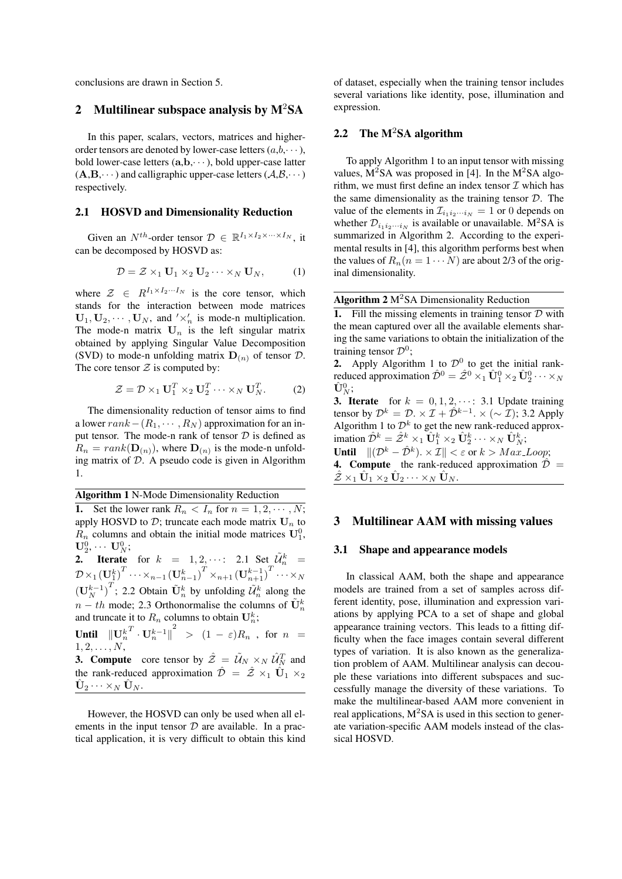conclusions are drawn in Section 5.

## 2 Multilinear subspace analysis by M$^2$SA

In this paper, scalars, vectors, matrices and higher-order tensors are denoted by lower-case letters ($a$,$b$,$\cdots$), bold lower-case letters ($\mathbf{a}$,$\mathbf{b}$,$\cdots$), bold upper-case latter ($\mathbf{A}$,$\mathbf{B}$,$\cdots$) and calligraphic upper-case letters ($\mathcal{A}$,$\mathcal{B}$,$\cdots$) respectively.

### 2.1 HOSVD and Dimensionality Reduction

Given an $N^{th}$-order tensor $\mathcal{D} \in \mathbb{R}^{I_1 \times I_2 \times \cdots \times I_N}$, it can be decomposed by HOSVD as:

$$\mathcal{D} = \mathcal{Z} \times_1 \mathbf{U}_1 \times_2 \mathbf{U}_2 \cdots \times_N \mathbf{U}_N, \tag{1}$$

where $\mathcal{Z} \in R^{I_1 \times I_2 \cdots I_N}$ is the core tensor, which stands for the interaction between mode matrices $\mathbf{U}_1, \mathbf{U}_2, \cdots, \mathbf{U}_N$, and $'\times_n'$ is mode-n multiplication. The mode-n matrix $\mathbf{U}_n$ is the left singular matrix obtained by applying Singular Value Decomposition (SVD) to mode-n unfolding matrix $\mathbf{D}_{(n)}$ of tensor $\mathcal{D}$. The core tensor $\mathcal{Z}$ is computed by:

$$\mathcal{Z} = \mathcal{D} \times_1 \mathbf{U}_1^T \times_2 \mathbf{U}_2^T \cdots \times_N \mathbf{U}_N^T. \tag{2}$$

The dimensionality reduction of tensor aims to find a lower $rank-(R_1, \cdots, R_N)$ approximation for an input tensor. The mode-n rank of tensor $\mathcal{D}$ is defined as $R_n = rank(\mathbf{D}_{(n)})$, where $\mathbf{D}_{(n)}$ is the mode-n unfolding matrix of $\mathcal{D}$. A pseudo code is given in Algorithm 1.

**Algorithm 1** N-Mode Dimensionality Reduction

**1.** Set the lower rank $R_n < I_n$ for $n = 1, 2, \cdots, N$; apply HOSVD to $\mathcal{D}$; truncate each mode matrix $\mathbf{U}_n$ to $R_n$ columns and obtain the initial mode matrices $\mathbf{U}_1^0$, $\mathbf{U}_2^0, \cdots \mathbf{U}_N^0$;
**2. Iterate** for $k = 1, 2, \cdots$: 2.1 Set $\tilde{\mathcal{U}}_n^k = \mathcal{D} \times_1 (\mathbf{U}_1^k)^T \cdots \times_{n-1} (\mathbf{U}_{n-1}^k)^T \times_{n+1} (\mathbf{U}_{n+1}^{k-1})^T \cdots \times_N (\mathbf{U}_N^{k-1})^T$; 2.2 Obtain $\tilde{\mathbf{U}}_n^k$ by unfolding $\tilde{\mathcal{U}}_n^k$ along the $n-th$ mode; 2.3 Orthonormalise the columns of $\tilde{\mathbf{U}}_n^k$ and truncate it to $R_n$ columns to obtain $\mathbf{U}_n^k$;
**Until** $\|{\mathbf{U}_n^k}^T \cdot \mathbf{U}_n^{k-1}\|^2 > (1-\varepsilon)R_n$ , for $n = 1, 2, \ldots, N$,
**3. Compute** core tensor by $\hat{\mathcal{Z}} = \tilde{\mathcal{U}}_N \times_N \hat{\mathcal{U}}_N^T$ and the rank-reduced approximation $\hat{\mathcal{D}} = \hat{\mathcal{Z}} \times_1 \hat{\mathbf{U}}_1 \times_2 \hat{\mathbf{U}}_2 \cdots \times_N \hat{\mathbf{U}}_N$.

However, the HOSVD can only be used when all elements in the input tensor $\mathcal{D}$ are available. In a practical application, it is very difficult to obtain this kind of dataset, especially when the training tensor includes several variations like identity, pose, illumination and expression.

### 2.2 The M$^2$SA algorithm

To apply Algorithm 1 to an input tensor with missing values, M$^2$SA was proposed in [4]. In the M$^2$SA algorithm, we must first define an index tensor $\mathcal{I}$ which has the same dimensionality as the training tensor $\mathcal{D}$. The value of the elements in $\mathcal{I}_{i_1 i_2 \cdots i_N} = 1$ or 0 depends on whether $\mathcal{D}_{i_1 i_2 \cdots i_N}$ is available or unavailable. M$^2$SA is summarized in Algorithm 2. According to the experimental results in [4], this algorithm performs best when the values of $R_n (n = 1 \cdots N)$ are about 2/3 of the original dimensionality.

**Algorithm 2** M$^2$SA Dimensionality Reduction

**1.** Fill the missing elements in training tensor $\mathcal{D}$ with the mean captured over all the available elements sharing the same variations to obtain the initialization of the training tensor $\mathcal{D}^0$;
**2.** Apply Algorithm 1 to $\mathcal{D}^0$ to get the initial rank-reduced approximation $\hat{\mathcal{D}}^0 = \hat{\mathcal{Z}}^0 \times_1 \hat{\mathbf{U}}_1^0 \times_2 \hat{\mathbf{U}}_2^0 \cdots \times_N \hat{\mathbf{U}}_N^0$;
**3. Iterate** for $k = 0, 1, 2, \cdots$: 3.1 Update training tensor by $\mathcal{D}^k = \mathcal{D}.\times \mathcal{I} + \hat{\mathcal{D}}^{k-1}.\times (\sim \mathcal{I})$; 3.2 Apply Algorithm 1 to $\mathcal{D}^k$ to get the new rank-reduced approximation $\hat{\mathcal{D}}^k = \hat{\mathcal{Z}}^k \times_1 \hat{\mathbf{U}}_1^k \times_2 \hat{\mathbf{U}}_2^k \cdots \times_N \hat{\mathbf{U}}_N^k$;
**Until** $\|(\mathcal{D}^k - \hat{\mathcal{D}}^k).\times \mathcal{I}\| < \varepsilon$ or $k > Max\_Loop$;
**4. Compute** the rank-reduced approximation $\hat{\mathcal{D}} = \hat{\mathcal{Z}} \times_1 \hat{\mathbf{U}}_1 \times_2 \hat{\mathbf{U}}_2 \cdots \times_N \hat{\mathbf{U}}_N$.

## 3 Multilinear AAM with missing values

### 3.1 Shape and appearance models

In classical AAM, both the shape and appearance models are trained from a set of samples across different identity, pose, illumination and expression variations by applying PCA to a set of shape and global appearance training vectors. This leads to a fitting difficulty when the face images contain several different types of variation. It is also known as the generalization problem of AAM. Multilinear analysis can decouple these variations into different subspaces and successfully manage the diversity of these variations. To make the multilinear-based AAM more convenient in real applications, M$^2$SA is used in this section to generate variation-specific AAM models instead of the classical HOSVD.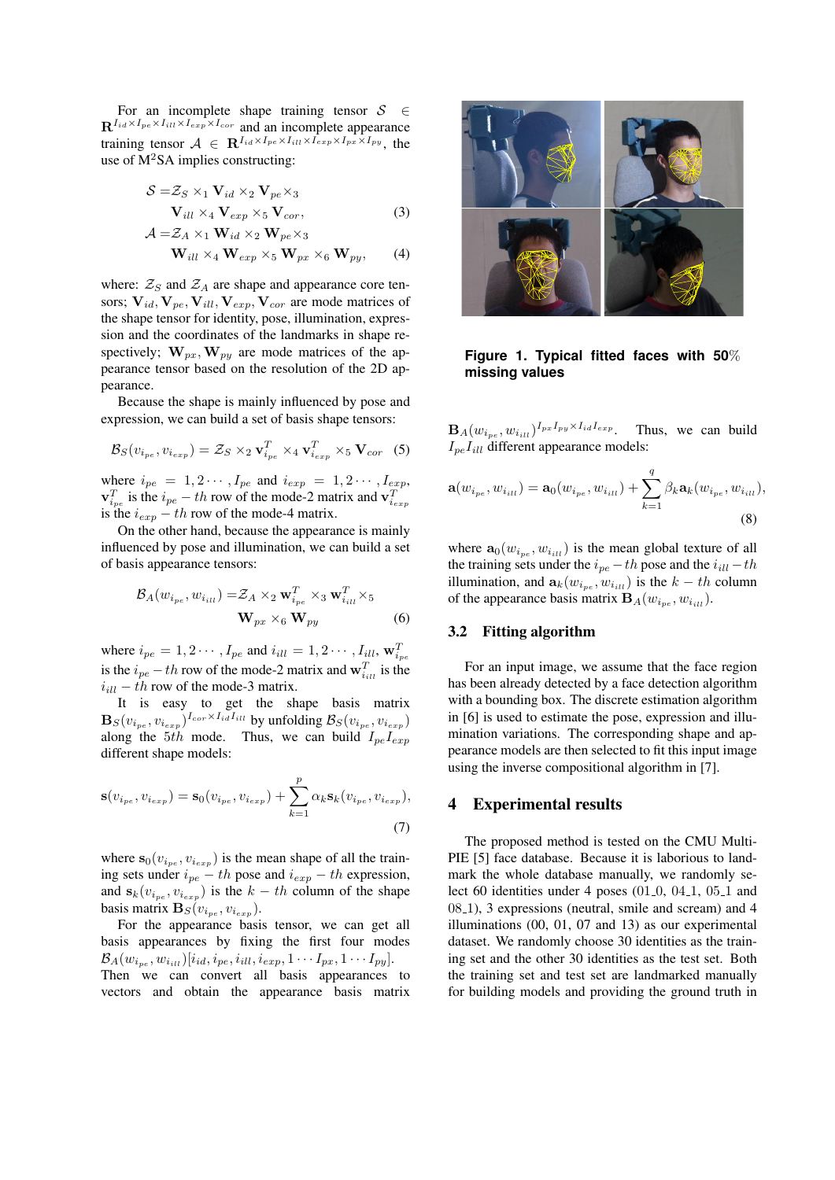For an incomplete shape training tensor $\mathcal{S} \in \mathbf{R}^{I_{id} \times I_{pe} \times I_{ill} \times I_{exp} \times I_{cor}}$ and an incomplete appearance training tensor $\mathcal{A} \in \mathbf{R}^{I_{id} \times I_{pe} \times I_{ill} \times I_{exp} \times I_{px} \times I_{py}}$, the use of M$^2$SA implies constructing:

$$
\begin{aligned}
\mathcal{S} =& \mathcal{Z}_S \times_1 \mathbf{V}_{id} \times_2 \mathbf{V}_{pe} \times_3 \\
& \mathbf{V}_{ill} \times_4 \mathbf{V}_{exp} \times_5 \mathbf{V}_{cor}, \qquad (3)\\
\mathcal{A} =& \mathcal{Z}_A \times_1 \mathbf{W}_{id} \times_2 \mathbf{W}_{pe} \times_3 \\
& \mathbf{W}_{ill} \times_4 \mathbf{W}_{exp} \times_5 \mathbf{W}_{px} \times_6 \mathbf{W}_{py}, \qquad (4)
\end{aligned}
$$

where: $\mathcal{Z}_S$ and $\mathcal{Z}_A$ are shape and appearance core tensors; $\mathbf{V}_{id}, \mathbf{V}_{pe}, \mathbf{V}_{ill}, \mathbf{V}_{exp}, \mathbf{V}_{cor}$ are mode matrices of the shape tensor for identity, pose, illumination, expression and the coordinates of the landmarks in shape respectively; $\mathbf{W}_{px}, \mathbf{W}_{py}$ are mode matrices of the appearance tensor based on the resolution of the 2D appearance.

Because the shape is mainly influenced by pose and expression, we can build a set of basis shape tensors:

$$
\mathcal{B}_S(v_{i_{pe}}, v_{i_{exp}}) = \mathcal{Z}_S \times_2 \mathbf{v}_{i_{pe}}^T \times_4 \mathbf{v}_{i_{exp}}^T \times_5 \mathbf{V}_{cor} \quad (5)
$$

where $i_{pe} = 1, 2 \cdots, I_{pe}$ and $i_{exp} = 1, 2 \cdots, I_{exp}$, $\mathbf{v}_{i_{pe}}^T$ is the $i_{pe} - th$ row of the mode-2 matrix and $\mathbf{v}_{i_{exp}}^T$ is the $i_{exp} - th$ row of the mode-4 matrix.

On the other hand, because the appearance is mainly influenced by pose and illumination, we can build a set of basis appearance tensors:

$$
\begin{aligned}
\mathcal{B}_A(w_{i_{pe}}, w_{i_{ill}}) =& \mathcal{Z}_A \times_2 \mathbf{w}_{i_{pe}}^T \times_3 \mathbf{w}_{i_{ill}}^T \times_5 \\
& \mathbf{W}_{px} \times_6 \mathbf{W}_{py} \qquad (6)
\end{aligned}
$$

where $i_{pe} = 1, 2 \cdots, I_{pe}$ and $i_{ill} = 1, 2 \cdots, I_{ill}$, $\mathbf{w}_{i_{pe}}^T$ is the $i_{pe} - th$ row of the mode-2 matrix and $\mathbf{w}_{i_{ill}}^T$ is the $i_{ill} - th$ row of the mode-3 matrix.

It is easy to get the shape basis matrix $\mathbf{B}_S(v_{i_{pe}}, v_{i_{exp}})^{I_{cor} \times I_{id} I_{ill}}$ by unfolding $\mathcal{B}_S(v_{i_{pe}}, v_{i_{exp}})$ along the $5th$ mode. Thus, we can build $I_{pe} I_{exp}$ different shape models:

$$
\mathbf{s}(v_{i_{pe}}, v_{i_{exp}}) = \mathbf{s}_0(v_{i_{pe}}, v_{i_{exp}}) + \sum_{k=1}^{p} \alpha_k \mathbf{s}_k(v_{i_{pe}}, v_{i_{exp}}), \quad (7)
$$

where $\mathbf{s}_0(v_{i_{pe}}, v_{i_{exp}})$ is the mean shape of all the training sets under $i_{pe} - th$ pose and $i_{exp} - th$ expression, and $\mathbf{s}_k(v_{i_{pe}}, v_{i_{exp}})$ is the $k - th$ column of the shape basis matrix $\mathbf{B}_S(v_{i_{pe}}, v_{i_{exp}})$.

For the appearance basis tensor, we can get all basis appearances by fixing the first four modes $\mathcal{B}_A(w_{i_{pe}}, w_{i_{ill}})[i_{id}, i_{pe}, i_{ill}, i_{exp}, 1 \cdots I_{px}, 1 \cdots I_{py}]$. Then we can convert all basis appearances to vectors and obtain the appearance basis matrix $\mathbf{B}_A(w_{i_{pe}}, w_{i_{ill}})^{I_{px} I_{py} \times I_{id} I_{exp}}$. Thus, we can build $I_{pe} I_{ill}$ different appearance models:

$$
\mathbf{a}(w_{i_{pe}}, w_{i_{ill}}) = \mathbf{a}_0(w_{i_{pe}}, w_{i_{ill}}) + \sum_{k=1}^{q} \beta_k \mathbf{a}_k(w_{i_{pe}}, w_{i_{ill}}), \quad (8)
$$

where $\mathbf{a}_0(w_{i_{pe}}, w_{i_{ill}})$ is the mean global texture of all the training sets under the $i_{pe} - th$ pose and the $i_{ill} - th$ illumination, and $\mathbf{a}_k(w_{i_{pe}}, w_{i_{ill}})$ is the $k - th$ column of the appearance basis matrix $\mathbf{B}_A(w_{i_{pe}}, w_{i_{ill}})$.

**Figure 1. Typical fitted faces with 50% missing values**

### 3.2 Fitting algorithm

For an input image, we assume that the face region has been already detected by a face detection algorithm with a bounding box. The discrete estimation algorithm in [6] is used to estimate the pose, expression and illumination variations. The corresponding shape and appearance models are then selected to fit this input image using the inverse compositional algorithm in [7].

## 4 Experimental results

The proposed method is tested on the CMU Multi-PIE [5] face database. Because it is laborious to landmark the whole database manually, we randomly select 60 identities under 4 poses (01_0, 04_1, 05_1 and 08_1), 3 expressions (neutral, smile and scream) and 4 illuminations (00, 01, 07 and 13) as our experimental dataset. We randomly choose 30 identities as the training set and the other 30 identities as the test set. Both the training set and test set are landmarked manually for building models and providing the ground truth in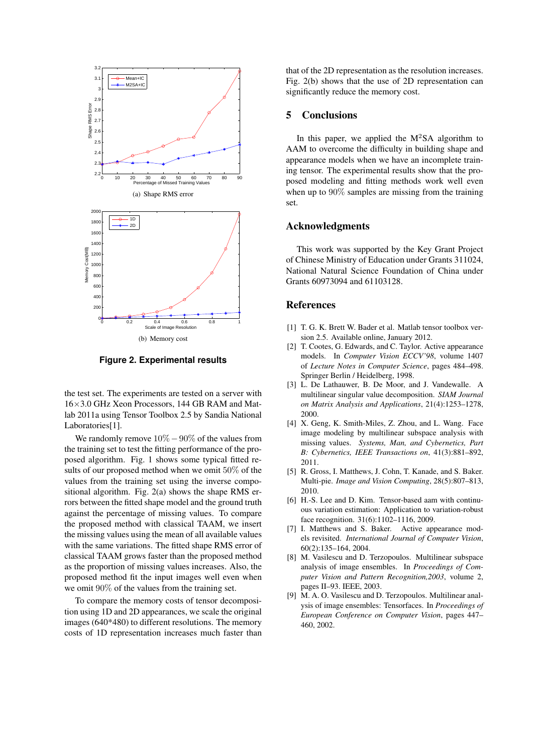3.2
3.1
3
2.9
2.8
2.7
2.6
2.5
2.4
2.3
2.2

Shape RMS Error

Mean+IC
M2SA+IC

0 10 20 30 40 50 60 70 80 90

Percentage of Missed Training Values

(a) Shape RMS error

2000
1800
1600
1400
1200
1000
800
600
400
200
0

Memory Cost(MB)

1D
2D

0 0.2 0.4 0.6 0.8 1

Scale of Image Resolution

(b) Memory cost

**Figure 2. Experimental results**

the test set. The experiments are tested on a server with 16×3.0 GHz Xeon Processors, 144 GB RAM and Matlab 2011a using Tensor Toolbox 2.5 by Sandia National Laboratories[1].

We randomly remove $10\% - 90\%$ of the values from the training set to test the fitting performance of the proposed algorithm. Fig. 1 shows some typical fitted results of our proposed method when we omit $50\%$ of the values from the training set using the inverse compositional algorithm. Fig. 2(a) shows the shape RMS errors between the fitted shape model and the ground truth against the percentage of missing values. To compare the proposed method with classical TAAM, we insert the missing values using the mean of all available values with the same variations. The fitted shape RMS error of classical TAAM grows faster than the proposed method as the proportion of missing values increases. Also, the proposed method fit the input images well even when we omit $90\%$ of the values from the training set.

To compare the memory costs of tensor decomposition using 1D and 2D appearances, we scale the original images (640*480) to different resolutions. The memory costs of 1D representation increases much faster than that of the 2D representation as the resolution increases. Fig. 2(b) shows that the use of 2D representation can significantly reduce the memory cost.

## 5 Conclusions

In this paper, we applied the M$^2$SA algorithm to AAM to overcome the difficulty in building shape and appearance models when we have an incomplete training tensor. The experimental results show that the proposed modeling and fitting methods work well even when up to $90\%$ samples are missing from the training set.

## Acknowledgments

This work was supported by the Key Grant Project of Chinese Ministry of Education under Grants 311024, National Natural Science Foundation of China under Grants 60973094 and 61103128.

## References

[1] T. G. K. Brett W. Bader et al. Matlab tensor toolbox version 2.5. Available online, January 2012.

[2] T. Cootes, G. Edwards, and C. Taylor. Active appearance models. In *Computer Vision ECCV'98*, volume 1407 of *Lecture Notes in Computer Science*, pages 484–498. Springer Berlin / Heidelberg, 1998.

[3] L. De Lathauwer, B. De Moor, and J. Vandewalle. A multilinear singular value decomposition. *SIAM Journal on Matrix Analysis and Applications*, 21(4):1253–1278, 2000.

[4] X. Geng, K. Smith-Miles, Z. Zhou, and L. Wang. Face image modeling by multilinear subspace analysis with missing values. *Systems, Man, and Cybernetics, Part B: Cybernetics, IEEE Transactions on*, 41(3):881–892, 2011.

[5] R. Gross, I. Matthews, J. Cohn, T. Kanade, and S. Baker. Multi-pie. *Image and Vision Computing*, 28(5):807–813, 2010.

[6] H.-S. Lee and D. Kim. Tensor-based aam with continuous variation estimation: Application to variation-robust face recognition. 31(6):1102–1116, 2009.

[7] I. Matthews and S. Baker. Active appearance models revisited. *International Journal of Computer Vision*, 60(2):135–164, 2004.

[8] M. Vasilescu and D. Terzopoulos. Multilinear subspace analysis of image ensembles. In *Proceedings of Computer Vision and Pattern Recognition,2003*, volume 2, pages II–93. IEEE, 2003.

[9] M. A. O. Vasilescu and D. Terzopoulos. Multilinear analysis of image ensembles: Tensorfaces. In *Proceedings of European Conference on Computer Vision*, pages 447–460, 2002.